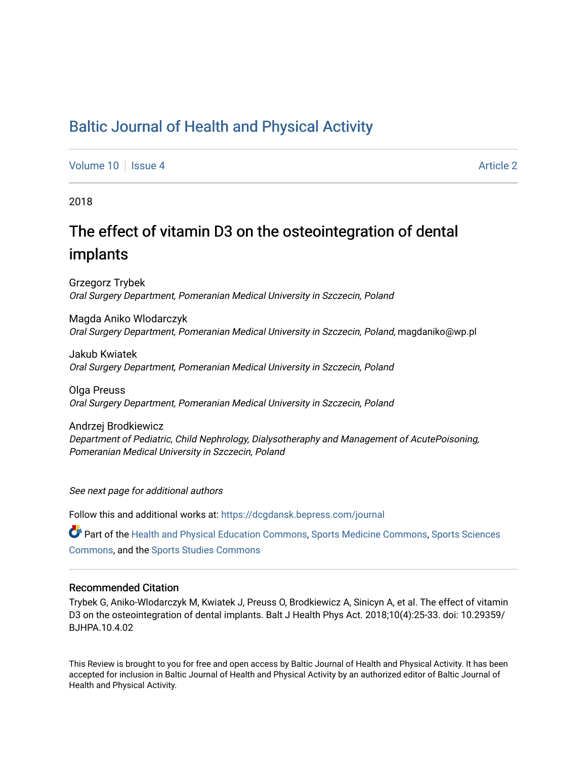# Baltic Journal of Health and Physical Activity

Volume 10 | Issue 4 | Article 2

2018

## The effect of vitamin D3 on the osteointegration of dental implants

Grzegorz Trybek
*Oral Surgery Department, Pomeranian Medical University in Szczecin, Poland*

Magda Aniko Wlodarczyk
*Oral Surgery Department, Pomeranian Medical University in Szczecin, Poland*, magdaniko@wp.pl

Jakub Kwiatek
*Oral Surgery Department, Pomeranian Medical University in Szczecin, Poland*

Olga Preuss
*Oral Surgery Department, Pomeranian Medical University in Szczecin, Poland*

Andrzej Brodkiewicz
*Department of Pediatric, Child Nephrology, Dialysotheraphy and Management of AcutePoisoning, Pomeranian Medical University in Szczecin, Poland*

*See next page for additional authors*

Follow this and additional works at: https://dcgdansk.bepress.com/journal

Part of the Health and Physical Education Commons, Sports Medicine Commons, Sports Sciences Commons, and the Sports Studies Commons

### Recommended Citation

Trybek G, Aniko-Wlodarczyk M, Kwiatek J, Preuss O, Brodkiewicz A, Sinicyn A, et al. The effect of vitamin D3 on the osteointegration of dental implants. Balt J Health Phys Act. 2018;10(4):25-33. doi: 10.29359/BJHPA.10.4.02

This Review is brought to you for free and open access by Baltic Journal of Health and Physical Activity. It has been accepted for inclusion in Baltic Journal of Health and Physical Activity by an authorized editor of Baltic Journal of Health and Physical Activity.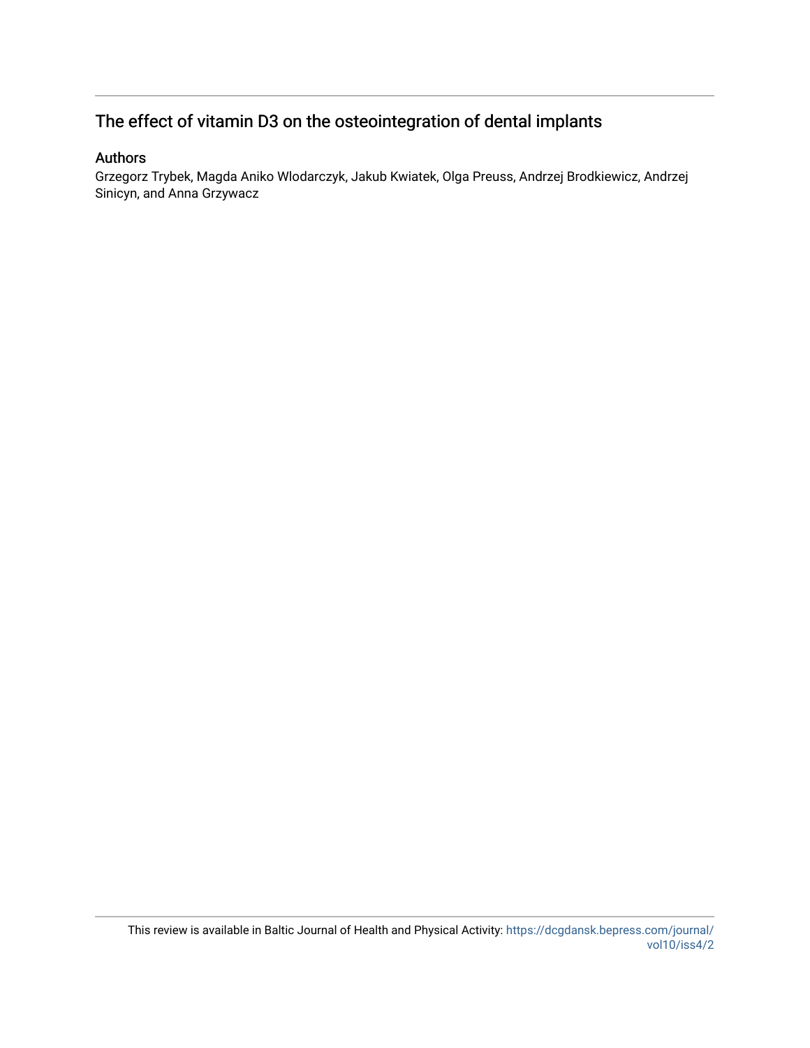# The effect of vitamin D3 on the osteointegration of dental implants

## Authors

Grzegorz Trybek, Magda Aniko Wlodarczyk, Jakub Kwiatek, Olga Preuss, Andrzej Brodkiewicz, Andrzej Sinicyn, and Anna Grzywacz

This review is available in Baltic Journal of Health and Physical Activity: https://dcgdansk.bepress.com/journal/vol10/iss4/2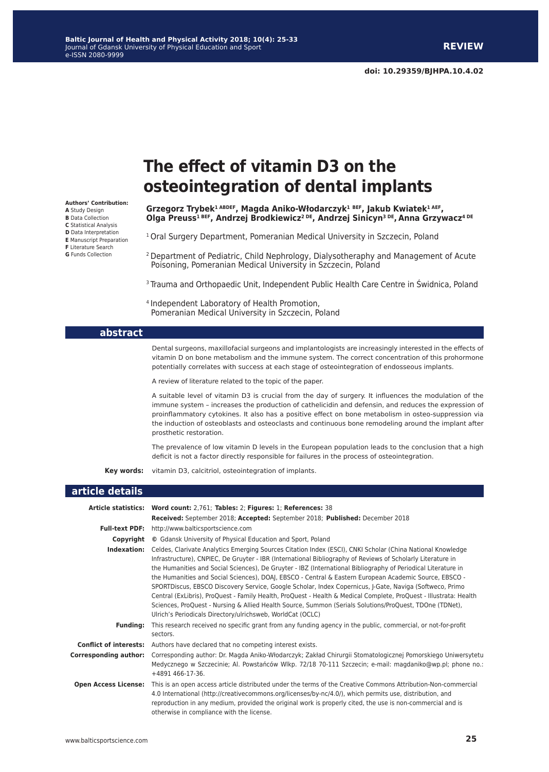REVIEW

doi: 10.29359/BJHPA.10.4.02

# The effect of vitamin D3 on the osteointegration of dental implants

**Authors' Contribution:**
**A** Study Design
**B** Data Collection
**C** Statistical Analysis
**D** Data Interpretation
**E** Manuscript Preparation
**F** Literature Search
**G** Funds Collection

**Grzegorz Trybek[1 ABDEF], Magda Aniko-Włodarczyk[1 BEF], Jakub Kwiatek[1 AEF], Olga Preuss[1 BEF], Andrzej Brodkiewicz[2 DE], Andrzej Sinicyn[3 DE], Anna Grzywacz[4 DE]**

[1] Oral Surgery Department, Pomeranian Medical University in Szczecin, Poland

[2] Department of Pediatric, Child Nephrology, Dialysotheraphy and Management of Acute Poisoning, Pomeranian Medical University in Szczecin, Poland

[3] Trauma and Orthopaedic Unit, Independent Public Health Care Centre in Świdnica, Poland

[4] Independent Laboratory of Health Promotion, Pomeranian Medical University in Szczecin, Poland

## abstract

Dental surgeons, maxillofacial surgeons and implantologists are increasingly interested in the effects of vitamin D on bone metabolism and the immune system. The correct concentration of this prohormone potentially correlates with success at each stage of osteointegration of endosseous implants.

A review of literature related to the topic of the paper.

A suitable level of vitamin D3 is crucial from the day of surgery. It influences the modulation of the immune system – increases the production of cathelicidin and defensin, and reduces the expression of proinflammatory cytokines. It also has a positive effect on bone metabolism in osteo-suppression via the induction of osteoblasts and osteoclasts and continuous bone remodeling around the implant after prosthetic restoration.

The prevalence of low vitamin D levels in the European population leads to the conclusion that a high deficit is not a factor directly responsible for failures in the process of osteointegration.

**Key words:** vitamin D3, calcitriol, osteointegration of implants.

## article details

**Article statistics:** **Word count:** 2,761; **Tables:** 2; **Figures:** 1; **References:** 38
**Received:** September 2018; **Accepted:** September 2018; **Published:** December 2018

**Full-text PDF:** http://www.balticsportscience.com

**Copyright** © Gdansk University of Physical Education and Sport, Poland

**Indexation:** Celdes, Clarivate Analytics Emerging Sources Citation Index (ESCI), CNKI Scholar (China National Knowledge Infrastructure), CNPIEC, De Gruyter - IBR (International Bibliography of Reviews of Scholarly Literature in the Humanities and Social Sciences), De Gruyter - IBZ (International Bibliography of Periodical Literature in the Humanities and Social Sciences), DOAJ, EBSCO - Central & Eastern European Academic Source, EBSCO - SPORTDiscus, EBSCO Discovery Service, Google Scholar, Index Copernicus, J-Gate, Naviga (Softweco, Primo Central (ExLibris), ProQuest - Family Health, ProQuest - Health & Medical Complete, ProQuest - Illustrata: Health Sciences, ProQuest - Nursing & Allied Health Source, Summon (Serials Solutions/ProQuest, TDOne (TDNet), Ulrich's Periodicals Directory/ulrichsweb, WorldCat (OCLC)

**Funding:** This research received no specific grant from any funding agency in the public, commercial, or not-for-profit sectors.

**Conflict of interests:** Authors have declared that no competing interest exists.

**Corresponding author:** Corresponding author: Dr. Magda Aniko-Włodarczyk; Zakład Chirurgii Stomatologicznej Pomorskiego Uniwersytetu Medycznego w Szczecinie; Al. Powstańców Wlkp. 72/18 70-111 Szczecin; e-mail: magdaniko@wp.pl; phone no.: +4891 466-17-36.

**Open Access License:** This is an open access article distributed under the terms of the Creative Commons Attribution-Non-commercial 4.0 International (http://creativecommons.org/licenses/by-nc/4.0/), which permits use, distribution, and reproduction in any medium, provided the original work is properly cited, the use is non-commercial and is otherwise in compliance with the license.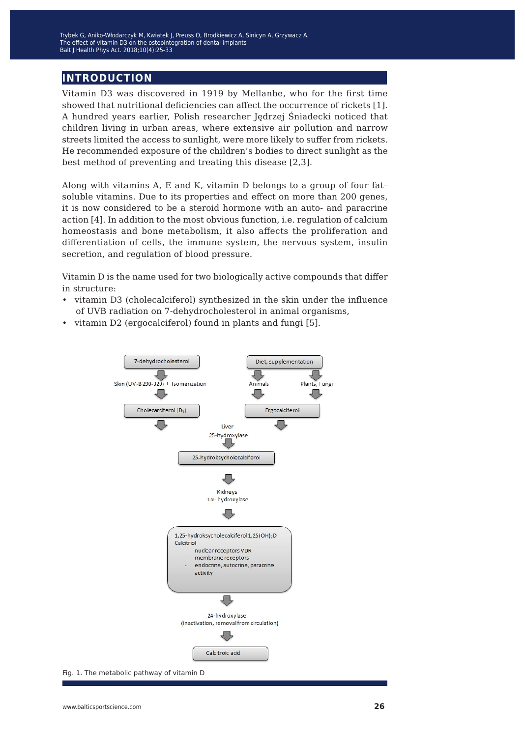## INTRODUCTION

Vitamin D3 was discovered in 1919 by Mellanbe, who for the first time showed that nutritional deficiencies can affect the occurrence of rickets [1]. A hundred years earlier, Polish researcher Jędrzej Śniadecki noticed that children living in urban areas, where extensive air pollution and narrow streets limited the access to sunlight, were more likely to suffer from rickets. He recommended exposure of the children's bodies to direct sunlight as the best method of preventing and treating this disease [2,3].

Along with vitamins A, E and K, vitamin D belongs to a group of four fat–soluble vitamins. Due to its properties and effect on more than 200 genes, it is now considered to be a steroid hormone with an auto- and paracrine action [4]. In addition to the most obvious function, i.e. regulation of calcium homeostasis and bone metabolism, it also affects the proliferation and differentiation of cells, the immune system, the nervous system, insulin secretion, and regulation of blood pressure.

Vitamin D is the name used for two biologically active compounds that differ in structure:

- vitamin D3 (cholecalciferol) synthesized in the skin under the influence of UVB radiation on 7-dehydrocholesterol in animal organisms,
- vitamin D2 (ergocalciferol) found in plants and fungi [5].

7-dehydrocholesterol → Skin (UV-B 290-320) + Isomerization → Cholecarciferol ($D_3$)

Diet, supplementation → Animals / Plants, Fungi → Ergocalciferol

Liver 25-hydroxylase → 25-hydroksycholecalciferol

Kidneys 1α- hydroxylase → 1,25-hydroksycholecalciferol 1,25(OH)$_2$D Calcitriol
- nuclear receptors VDR
- membrane receptors
- endocrine, autocrine, paracrine activity

24-hydroxylase (inactivation, removal from circulation) → Calcitroic acid

Fig. 1. The metabolic pathway of vitamin D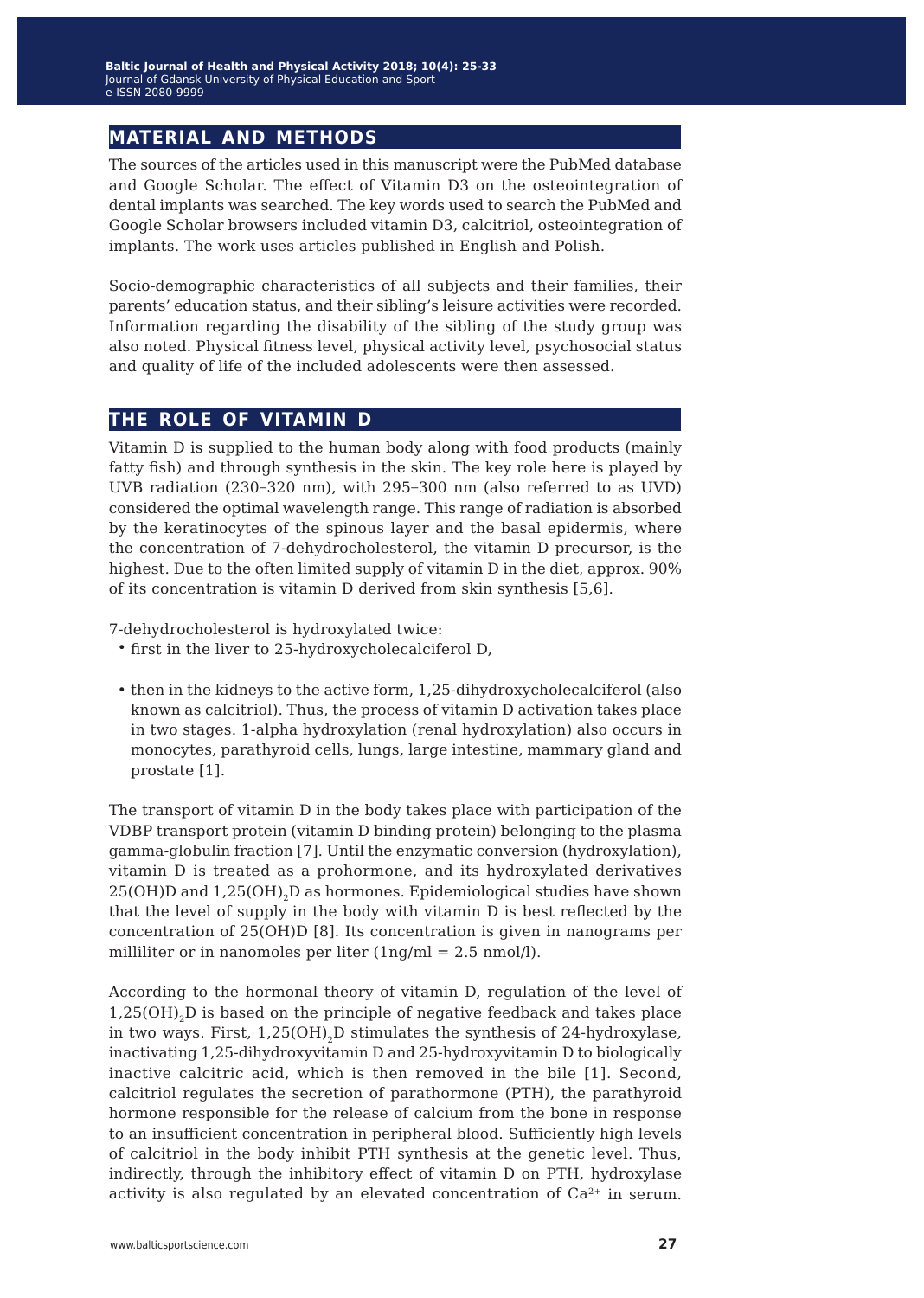## MATERIAL AND METHODS

The sources of the articles used in this manuscript were the PubMed database and Google Scholar. The effect of Vitamin D3 on the osteointegration of dental implants was searched. The key words used to search the PubMed and Google Scholar browsers included vitamin D3, calcitriol, osteointegration of implants. The work uses articles published in English and Polish.

Socio-demographic characteristics of all subjects and their families, their parents' education status, and their sibling's leisure activities were recorded. Information regarding the disability of the sibling of the study group was also noted. Physical fitness level, physical activity level, psychosocial status and quality of life of the included adolescents were then assessed.

## THE ROLE OF VITAMIN D

Vitamin D is supplied to the human body along with food products (mainly fatty fish) and through synthesis in the skin. The key role here is played by UVB radiation (230–320 nm), with 295–300 nm (also referred to as UVD) considered the optimal wavelength range. This range of radiation is absorbed by the keratinocytes of the spinous layer and the basal epidermis, where the concentration of 7-dehydrocholesterol, the vitamin D precursor, is the highest. Due to the often limited supply of vitamin D in the diet, approx. 90% of its concentration is vitamin D derived from skin synthesis [5,6].

7-dehydrocholesterol is hydroxylated twice:

- first in the liver to 25-hydroxycholecalciferol D,
- then in the kidneys to the active form, 1,25-dihydroxycholecalciferol (also known as calcitriol). Thus, the process of vitamin D activation takes place in two stages. 1-alpha hydroxylation (renal hydroxylation) also occurs in monocytes, parathyroid cells, lungs, large intestine, mammary gland and prostate [1].

The transport of vitamin D in the body takes place with participation of the VDBP transport protein (vitamin D binding protein) belonging to the plasma gamma-globulin fraction [7]. Until the enzymatic conversion (hydroxylation), vitamin D is treated as a prohormone, and its hydroxylated derivatives 25(OH)D and $1,25(OH)_2D$ as hormones. Epidemiological studies have shown that the level of supply in the body with vitamin D is best reflected by the concentration of 25(OH)D [8]. Its concentration is given in nanograms per milliliter or in nanomoles per liter (1ng/ml = 2.5 nmol/l).

According to the hormonal theory of vitamin D, regulation of the level of $1,25(OH)_2D$ is based on the principle of negative feedback and takes place in two ways. First, $1,25(OH)_2D$ stimulates the synthesis of 24-hydroxylase, inactivating 1,25-dihydroxyvitamin D and 25-hydroxyvitamin D to biologically inactive calcitric acid, which is then removed in the bile [1]. Second, calcitriol regulates the secretion of parathormone (PTH), the parathyroid hormone responsible for the release of calcium from the bone in response to an insufficient concentration in peripheral blood. Sufficiently high levels of calcitriol in the body inhibit PTH synthesis at the genetic level. Thus, indirectly, through the inhibitory effect of vitamin D on PTH, hydroxylase activity is also regulated by an elevated concentration of $Ca^{2+}$ in serum.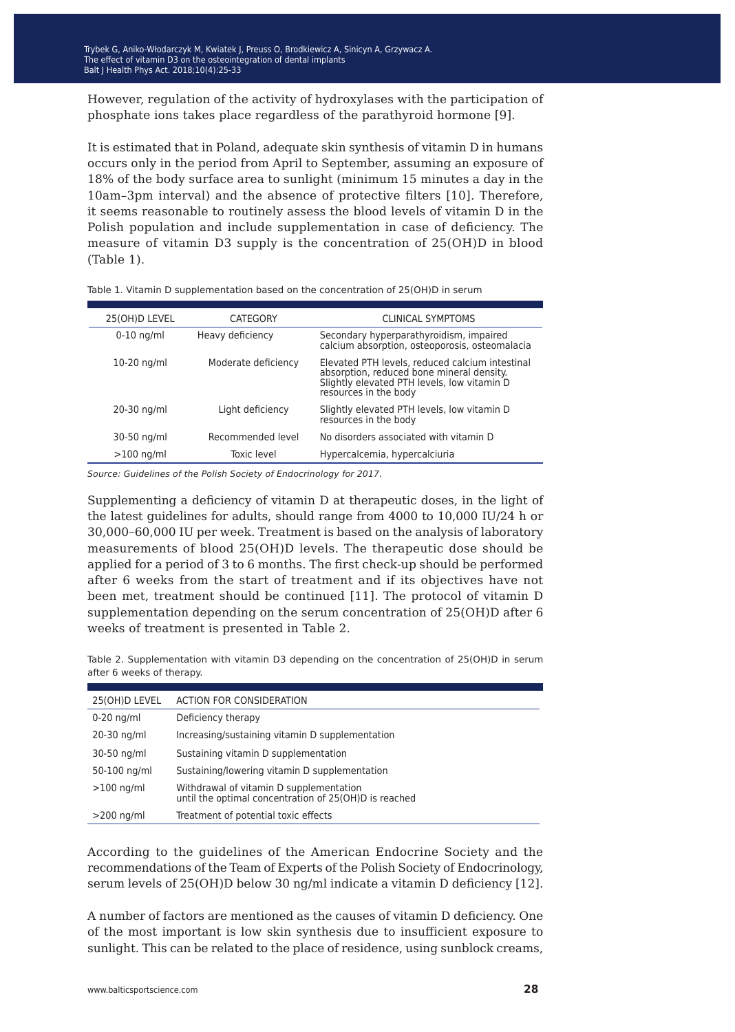However, regulation of the activity of hydroxylases with the participation of phosphate ions takes place regardless of the parathyroid hormone [9].

It is estimated that in Poland, adequate skin synthesis of vitamin D in humans occurs only in the period from April to September, assuming an exposure of 18% of the body surface area to sunlight (minimum 15 minutes a day in the 10am–3pm interval) and the absence of protective filters [10]. Therefore, it seems reasonable to routinely assess the blood levels of vitamin D in the Polish population and include supplementation in case of deficiency. The measure of vitamin D3 supply is the concentration of 25(OH)D in blood (Table 1).

Table 1. Vitamin D supplementation based on the concentration of 25(OH)D in serum

| 25(OH)D LEVEL | CATEGORY | CLINICAL SYMPTOMS |
|---|---|---|
| 0-10 ng/ml | Heavy deficiency | Secondary hyperparathyroidism, impaired calcium absorption, osteoporosis, osteomalacia |
| 10-20 ng/ml | Moderate deficiency | Elevated PTH levels, reduced calcium intestinal absorption, reduced bone mineral density. Slightly elevated PTH levels, low vitamin D resources in the body |
| 20-30 ng/ml | Light deficiency | Slightly elevated PTH levels, low vitamin D resources in the body |
| 30-50 ng/ml | Recommended level | No disorders associated with vitamin D |
| >100 ng/ml | Toxic level | Hypercalcemia, hypercalciuria |

*Source: Guidelines of the Polish Society of Endocrinology for 2017.*

Supplementing a deficiency of vitamin D at therapeutic doses, in the light of the latest guidelines for adults, should range from 4000 to 10,000 IU/24 h or 30,000–60,000 IU per week. Treatment is based on the analysis of laboratory measurements of blood 25(OH)D levels. The therapeutic dose should be applied for a period of 3 to 6 months. The first check-up should be performed after 6 weeks from the start of treatment and if its objectives have not been met, treatment should be continued [11]. The protocol of vitamin D supplementation depending on the serum concentration of 25(OH)D after 6 weeks of treatment is presented in Table 2.

Table 2. Supplementation with vitamin D3 depending on the concentration of 25(OH)D in serum after 6 weeks of therapy.

| 25(OH)D LEVEL | ACTION FOR CONSIDERATION |
|---|---|
| 0-20 ng/ml | Deficiency therapy |
| 20-30 ng/ml | Increasing/sustaining vitamin D supplementation |
| 30-50 ng/ml | Sustaining vitamin D supplementation |
| 50-100 ng/ml | Sustaining/lowering vitamin D supplementation |
| >100 ng/ml | Withdrawal of vitamin D supplementation until the optimal concentration of 25(OH)D is reached |
| >200 ng/ml | Treatment of potential toxic effects |

According to the guidelines of the American Endocrine Society and the recommendations of the Team of Experts of the Polish Society of Endocrinology, serum levels of 25(OH)D below 30 ng/ml indicate a vitamin D deficiency [12].

A number of factors are mentioned as the causes of vitamin D deficiency. One of the most important is low skin synthesis due to insufficient exposure to sunlight. This can be related to the place of residence, using sunblock creams,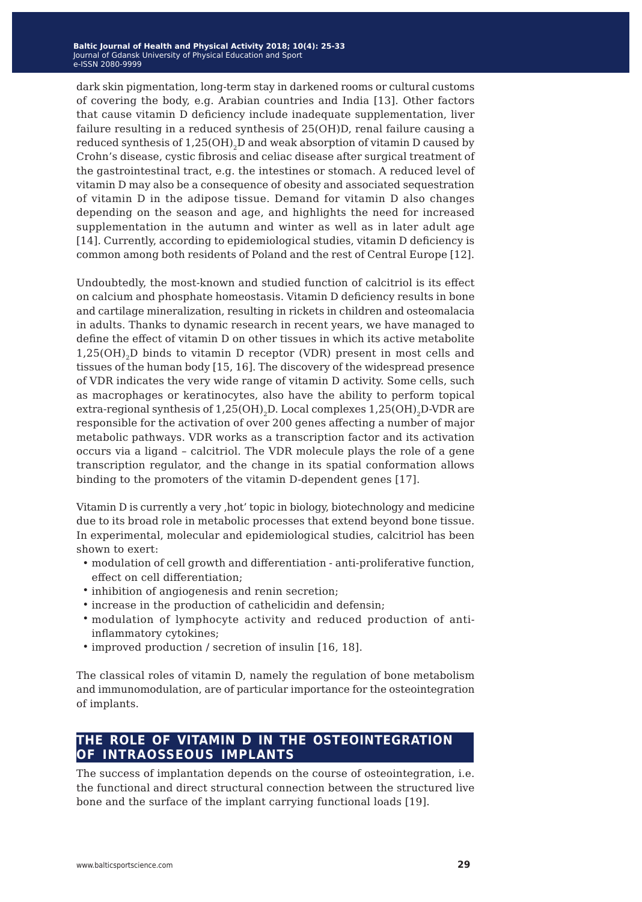dark skin pigmentation, long-term stay in darkened rooms or cultural customs of covering the body, e.g. Arabian countries and India [13]. Other factors that cause vitamin D deficiency include inadequate supplementation, liver failure resulting in a reduced synthesis of 25(OH)D, renal failure causing a reduced synthesis of $1,25(OH)_2D$ and weak absorption of vitamin D caused by Crohn's disease, cystic fibrosis and celiac disease after surgical treatment of the gastrointestinal tract, e.g. the intestines or stomach. A reduced level of vitamin D may also be a consequence of obesity and associated sequestration of vitamin D in the adipose tissue. Demand for vitamin D also changes depending on the season and age, and highlights the need for increased supplementation in the autumn and winter as well as in later adult age [14]. Currently, according to epidemiological studies, vitamin D deficiency is common among both residents of Poland and the rest of Central Europe [12].

Undoubtedly, the most-known and studied function of calcitriol is its effect on calcium and phosphate homeostasis. Vitamin D deficiency results in bone and cartilage mineralization, resulting in rickets in children and osteomalacia in adults. Thanks to dynamic research in recent years, we have managed to define the effect of vitamin D on other tissues in which its active metabolite $1,25(OH)_2D$ binds to vitamin D receptor (VDR) present in most cells and tissues of the human body [15, 16]. The discovery of the widespread presence of VDR indicates the very wide range of vitamin D activity. Some cells, such as macrophages or keratinocytes, also have the ability to perform topical extra-regional synthesis of $1,25(OH)_2D$. Local complexes $1,25(OH)_2D$-VDR are responsible for the activation of over 200 genes affecting a number of major metabolic pathways. VDR works as a transcription factor and its activation occurs via a ligand – calcitriol. The VDR molecule plays the role of a gene transcription regulator, and the change in its spatial conformation allows binding to the promoters of the vitamin D-dependent genes [17].

Vitamin D is currently a very ‚hot' topic in biology, biotechnology and medicine due to its broad role in metabolic processes that extend beyond bone tissue. In experimental, molecular and epidemiological studies, calcitriol has been shown to exert:

- modulation of cell growth and differentiation - anti-proliferative function, effect on cell differentiation;
- inhibition of angiogenesis and renin secretion;
- increase in the production of cathelicidin and defensin;
- modulation of lymphocyte activity and reduced production of anti-inflammatory cytokines;
- improved production / secretion of insulin [16, 18].

The classical roles of vitamin D, namely the regulation of bone metabolism and immunomodulation, are of particular importance for the osteointegration of implants.

## THE ROLE OF VITAMIN D IN THE OSTEOINTEGRATION OF INTRAOSSEOUS IMPLANTS

The success of implantation depends on the course of osteointegration, i.e. the functional and direct structural connection between the structured live bone and the surface of the implant carrying functional loads [19].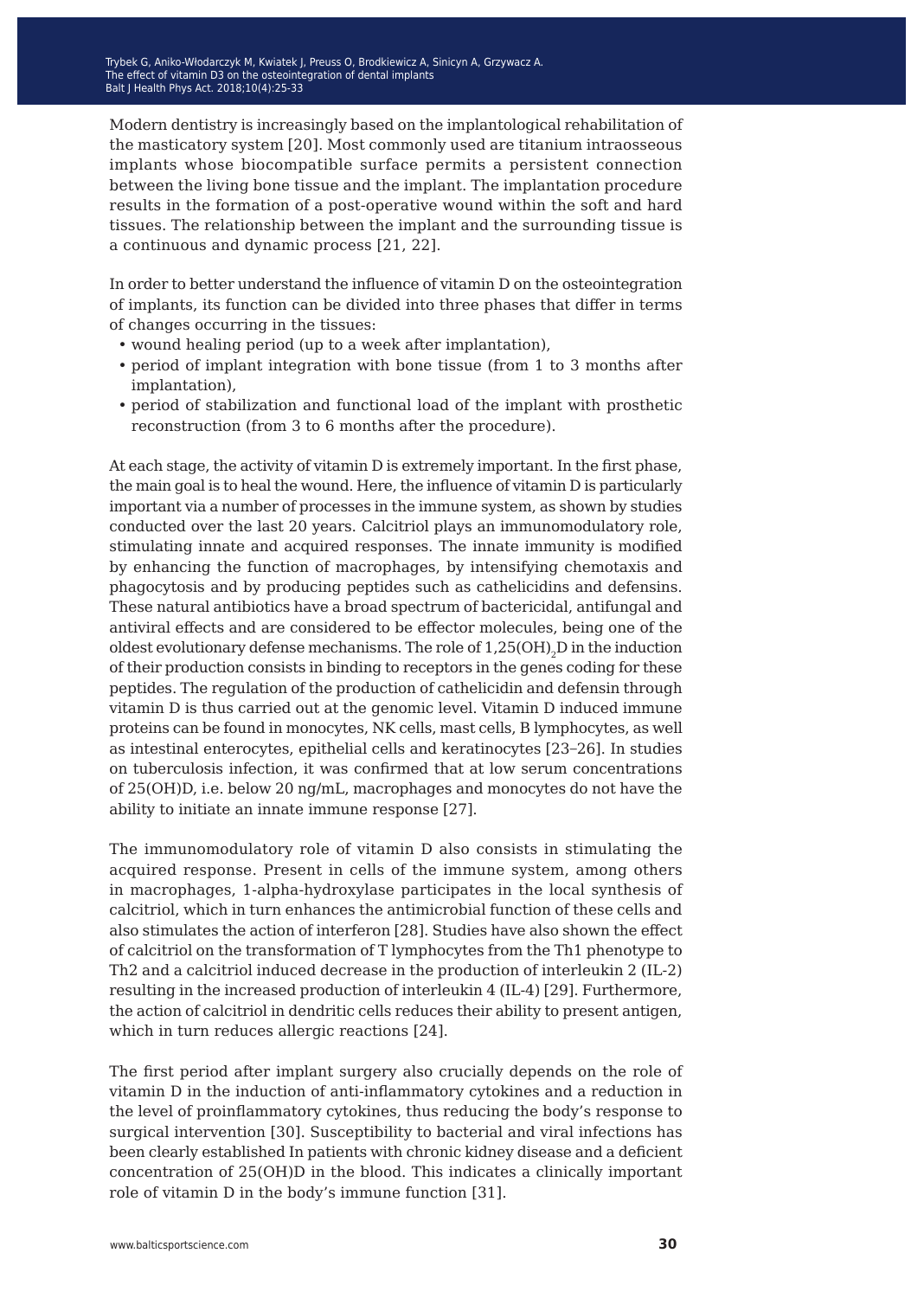Modern dentistry is increasingly based on the implantological rehabilitation of the masticatory system [20]. Most commonly used are titanium intraosseous implants whose biocompatible surface permits a persistent connection between the living bone tissue and the implant. The implantation procedure results in the formation of a post-operative wound within the soft and hard tissues. The relationship between the implant and the surrounding tissue is a continuous and dynamic process [21, 22].

In order to better understand the influence of vitamin D on the osteointegration of implants, its function can be divided into three phases that differ in terms of changes occurring in the tissues:

- wound healing period (up to a week after implantation),
- period of implant integration with bone tissue (from 1 to 3 months after implantation),
- period of stabilization and functional load of the implant with prosthetic reconstruction (from 3 to 6 months after the procedure).

At each stage, the activity of vitamin D is extremely important. In the first phase, the main goal is to heal the wound. Here, the influence of vitamin D is particularly important via a number of processes in the immune system, as shown by studies conducted over the last 20 years. Calcitriol plays an immunomodulatory role, stimulating innate and acquired responses. The innate immunity is modified by enhancing the function of macrophages, by intensifying chemotaxis and phagocytosis and by producing peptides such as cathelicidins and defensins. These natural antibiotics have a broad spectrum of bactericidal, antifungal and antiviral effects and are considered to be effector molecules, being one of the oldest evolutionary defense mechanisms. The role of $1,25(OH)_2D$ in the induction of their production consists in binding to receptors in the genes coding for these peptides. The regulation of the production of cathelicidin and defensin through vitamin D is thus carried out at the genomic level. Vitamin D induced immune proteins can be found in monocytes, NK cells, mast cells, B lymphocytes, as well as intestinal enterocytes, epithelial cells and keratinocytes [23–26]. In studies on tuberculosis infection, it was confirmed that at low serum concentrations of 25(OH)D, i.e. below 20 ng/mL, macrophages and monocytes do not have the ability to initiate an innate immune response [27].

The immunomodulatory role of vitamin D also consists in stimulating the acquired response. Present in cells of the immune system, among others in macrophages, 1-alpha-hydroxylase participates in the local synthesis of calcitriol, which in turn enhances the antimicrobial function of these cells and also stimulates the action of interferon [28]. Studies have also shown the effect of calcitriol on the transformation of T lymphocytes from the Th1 phenotype to Th2 and a calcitriol induced decrease in the production of interleukin 2 (IL-2) resulting in the increased production of interleukin 4 (IL-4) [29]. Furthermore, the action of calcitriol in dendritic cells reduces their ability to present antigen, which in turn reduces allergic reactions [24].

The first period after implant surgery also crucially depends on the role of vitamin D in the induction of anti-inflammatory cytokines and a reduction in the level of proinflammatory cytokines, thus reducing the body's response to surgical intervention [30]. Susceptibility to bacterial and viral infections has been clearly established In patients with chronic kidney disease and a deficient concentration of 25(OH)D in the blood. This indicates a clinically important role of vitamin D in the body's immune function [31].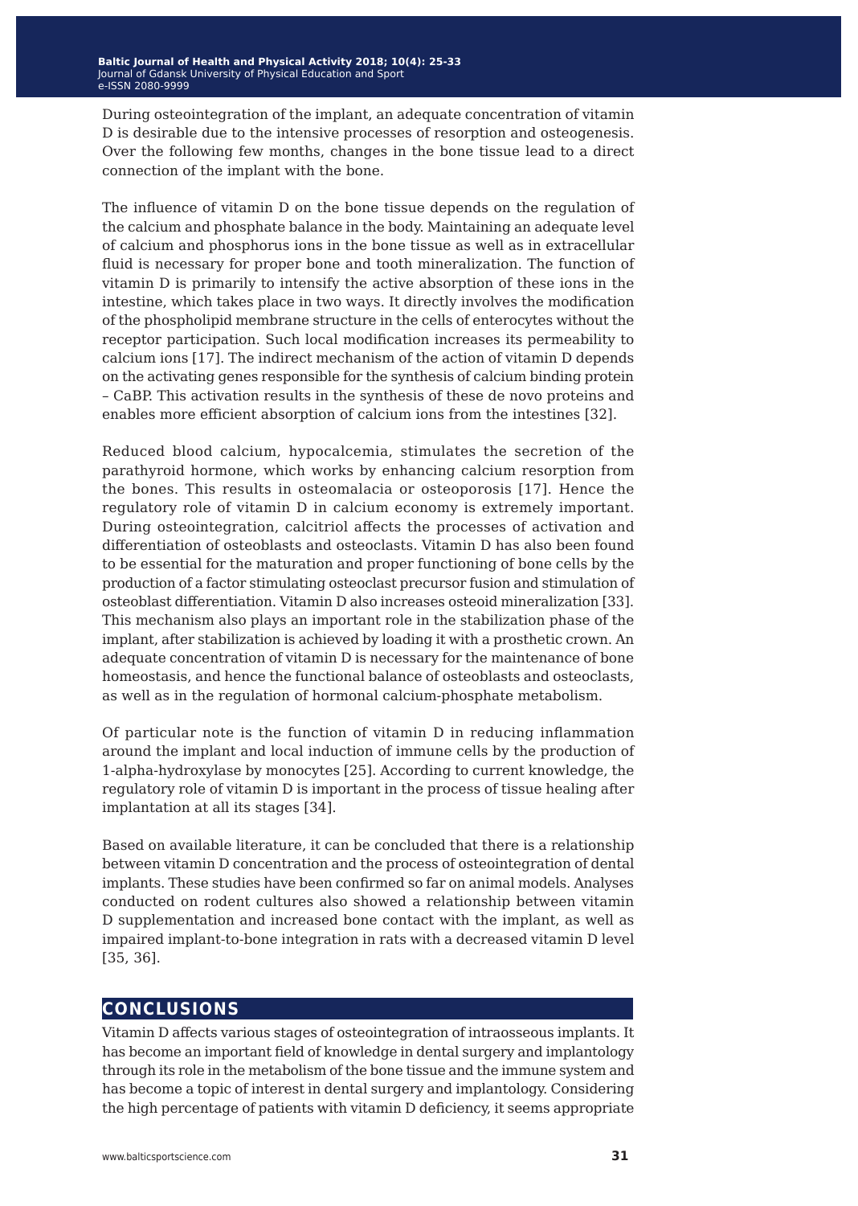During osteointegration of the implant, an adequate concentration of vitamin D is desirable due to the intensive processes of resorption and osteogenesis. Over the following few months, changes in the bone tissue lead to a direct connection of the implant with the bone.

The influence of vitamin D on the bone tissue depends on the regulation of the calcium and phosphate balance in the body. Maintaining an adequate level of calcium and phosphorus ions in the bone tissue as well as in extracellular fluid is necessary for proper bone and tooth mineralization. The function of vitamin D is primarily to intensify the active absorption of these ions in the intestine, which takes place in two ways. It directly involves the modification of the phospholipid membrane structure in the cells of enterocytes without the receptor participation. Such local modification increases its permeability to calcium ions [17]. The indirect mechanism of the action of vitamin D depends on the activating genes responsible for the synthesis of calcium binding protein – CaBP. This activation results in the synthesis of these de novo proteins and enables more efficient absorption of calcium ions from the intestines [32].

Reduced blood calcium, hypocalcemia, stimulates the secretion of the parathyroid hormone, which works by enhancing calcium resorption from the bones. This results in osteomalacia or osteoporosis [17]. Hence the regulatory role of vitamin D in calcium economy is extremely important. During osteointegration, calcitriol affects the processes of activation and differentiation of osteoblasts and osteoclasts. Vitamin D has also been found to be essential for the maturation and proper functioning of bone cells by the production of a factor stimulating osteoclast precursor fusion and stimulation of osteoblast differentiation. Vitamin D also increases osteoid mineralization [33]. This mechanism also plays an important role in the stabilization phase of the implant, after stabilization is achieved by loading it with a prosthetic crown. An adequate concentration of vitamin D is necessary for the maintenance of bone homeostasis, and hence the functional balance of osteoblasts and osteoclasts, as well as in the regulation of hormonal calcium-phosphate metabolism.

Of particular note is the function of vitamin D in reducing inflammation around the implant and local induction of immune cells by the production of 1-alpha-hydroxylase by monocytes [25]. According to current knowledge, the regulatory role of vitamin D is important in the process of tissue healing after implantation at all its stages [34].

Based on available literature, it can be concluded that there is a relationship between vitamin D concentration and the process of osteointegration of dental implants. These studies have been confirmed so far on animal models. Analyses conducted on rodent cultures also showed a relationship between vitamin D supplementation and increased bone contact with the implant, as well as impaired implant-to-bone integration in rats with a decreased vitamin D level [35, 36].

## CONCLUSIONS

Vitamin D affects various stages of osteointegration of intraosseous implants. It has become an important field of knowledge in dental surgery and implantology through its role in the metabolism of the bone tissue and the immune system and has become a topic of interest in dental surgery and implantology. Considering the high percentage of patients with vitamin D deficiency, it seems appropriate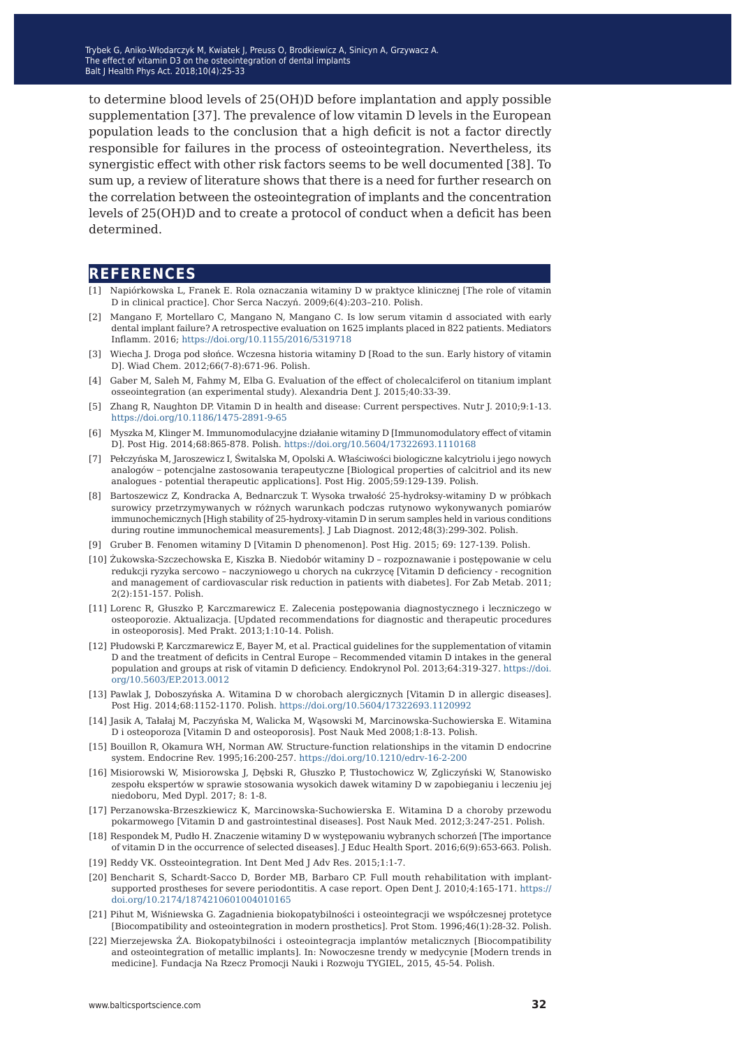to determine blood levels of 25(OH)D before implantation and apply possible supplementation [37]. The prevalence of low vitamin D levels in the European population leads to the conclusion that a high deficit is not a factor directly responsible for failures in the process of osteointegration. Nevertheless, its synergistic effect with other risk factors seems to be well documented [38]. To sum up, a review of literature shows that there is a need for further research on the correlation between the osteointegration of implants and the concentration levels of 25(OH)D and to create a protocol of conduct when a deficit has been determined.

## REFERENCES

[1] Napiórkowska L, Franek E. Rola oznaczania witaminy D w praktyce klinicznej [The role of vitamin D in clinical practice]. Chor Serca Naczyń. 2009;6(4):203–210. Polish.

[2] Mangano F, Mortellaro C, Mangano N, Mangano C. Is low serum vitamin d associated with early dental implant failure? A retrospective evaluation on 1625 implants placed in 822 patients. Mediators Inflamm. 2016; https://doi.org/10.1155/2016/5319718

[3] Wiecha J. Droga pod słońce. Wczesna historia witaminy D [Road to the sun. Early history of vitamin D]. Wiad Chem. 2012;66(7-8):671-96. Polish.

[4] Gaber M, Saleh M, Fahmy M, Elba G. Evaluation of the effect of cholecalciferol on titanium implant osseointegration (an experimental study). Alexandria Dent J. 2015;40:33-39.

[5] Zhang R, Naughton DP. Vitamin D in health and disease: Current perspectives. Nutr J. 2010;9:1-13. https://doi.org/10.1186/1475-2891-9-65

[6] Myszka M, Klinger M. Immunomodulacyjne działanie witaminy D [Immunomodulatory effect of vitamin D]. Post Hig. 2014;68:865-878. Polish. https://doi.org/10.5604/17322693.1110168

[7] Pełczyńska M, Jaroszewicz I, Świtalska M, Opolski A. Właściwości biologiczne kalcytriolu i jego nowych analogów – potencjalne zastosowania terapeutyczne [Biological properties of calcitriol and its new analogues - potential therapeutic applications]. Post Hig. 2005;59:129-139. Polish.

[8] Bartoszewicz Z, Kondracka A, Bednarczuk T. Wysoka trwałość 25-hydroksy-witaminy D w próbkach surowicy przetrzymywanych w różnych warunkach podczas rutynowo wykonywanych pomiarów immunochemicznych [High stability of 25-hydroxy-vitamin D in serum samples held in various conditions during routine immunochemical measurements]. J Lab Diagnost. 2012;48(3):299-302. Polish.

[9] Gruber B. Fenomen witaminy D [Vitamin D phenomenon]. Post Hig. 2015; 69: 127-139. Polish.

[10] Żukowska-Szczechowska E, Kiszka B. Niedobór witaminy D – rozpoznawanie i postępowanie w celu redukcji ryzyka sercowo – naczyniowego u chorych na cukrzycę [Vitamin D deficiency - recognition and management of cardiovascular risk reduction in patients with diabetes]. For Zab Metab. 2011; 2(2):151-157. Polish.

[11] Lorenc R, Głuszko P, Karczmarewicz E. Zalecenia postępowania diagnostycznego i leczniczego w osteoporozie. Aktualizacja. [Updated recommendations for diagnostic and therapeutic procedures in osteoporosis]. Med Prakt. 2013;1:10-14. Polish.

[12] Płudowski P, Karczmarewicz E, Bayer M, et al. Practical guidelines for the supplementation of vitamin D and the treatment of deficits in Central Europe – Recommended vitamin D intakes in the general population and groups at risk of vitamin D deficiency. Endokrynol Pol. 2013;64:319-327. https://doi.org/10.5603/EP.2013.0012

[13] Pawlak J, Doboszyńska A. Witamina D w chorobach alergicznych [Vitamin D in allergic diseases]. Post Hig. 2014;68:1152-1170. Polish. https://doi.org/10.5604/17322693.1120992

[14] Jasik A, Tałałaj M, Paczyńska M, Walicka M, Wąsowski M, Marcinowska-Suchowierska E. Witamina D i osteoporoza [Vitamin D and osteoporosis]. Post Nauk Med 2008;1:8-13. Polish.

[15] Bouillon R, Okamura WH, Norman AW. Structure-function relationships in the vitamin D endocrine system. Endocrine Rev. 1995;16:200-257. https://doi.org/10.1210/edrv-16-2-200

[16] Misiorowski W, Misiorowska J, Dębski R, Głuszko P, Tłustochowicz W, Zgliczyński W, Stanowisko zespołu ekspertów w sprawie stosowania wysokich dawek witaminy D w zapobieganiu i leczeniu jej niedoboru, Med Dypl. 2017; 8: 1-8.

[17] Perzanowska-Brzeszkiewicz K, Marcinowska-Suchowierska E. Witamina D a choroby przewodu pokarmowego [Vitamin D and gastrointestinal diseases]. Post Nauk Med. 2012;3:247-251. Polish.

[18] Respondek M, Pudło H. Znaczenie witaminy D w występowaniu wybranych schorzeń [The importance of vitamin D in the occurrence of selected diseases]. J Educ Health Sport. 2016;6(9):653-663. Polish.

[19] Reddy VK. Ossteointegration. Int Dent Med J Adv Res. 2015;1:1-7.

[20] Bencharit S, Schardt-Sacco D, Border MB, Barbaro CP. Full mouth rehabilitation with implant-supported prostheses for severe periodontitis. A case report. Open Dent J. 2010;4:165-171. https://doi.org/10.2174/1874210601004010165

[21] Pihut M, Wiśniewska G. Zagadnienia biokopatybilności i osteointegracji we współczesnej protetyce [Biocompatibility and osteointegration in modern prosthetics]. Prot Stom. 1996;46(1):28-32. Polish.

[22] Mierzejewska ŻA. Biokopatybilności i osteointegracja implantów metalicznych [Biocompatibility and osteointegration of metallic implants]. In: Nowoczesne trendy w medycynie [Modern trends in medicine]. Fundacja Na Rzecz Promocji Nauki i Rozwoju TYGIEL, 2015, 45-54. Polish.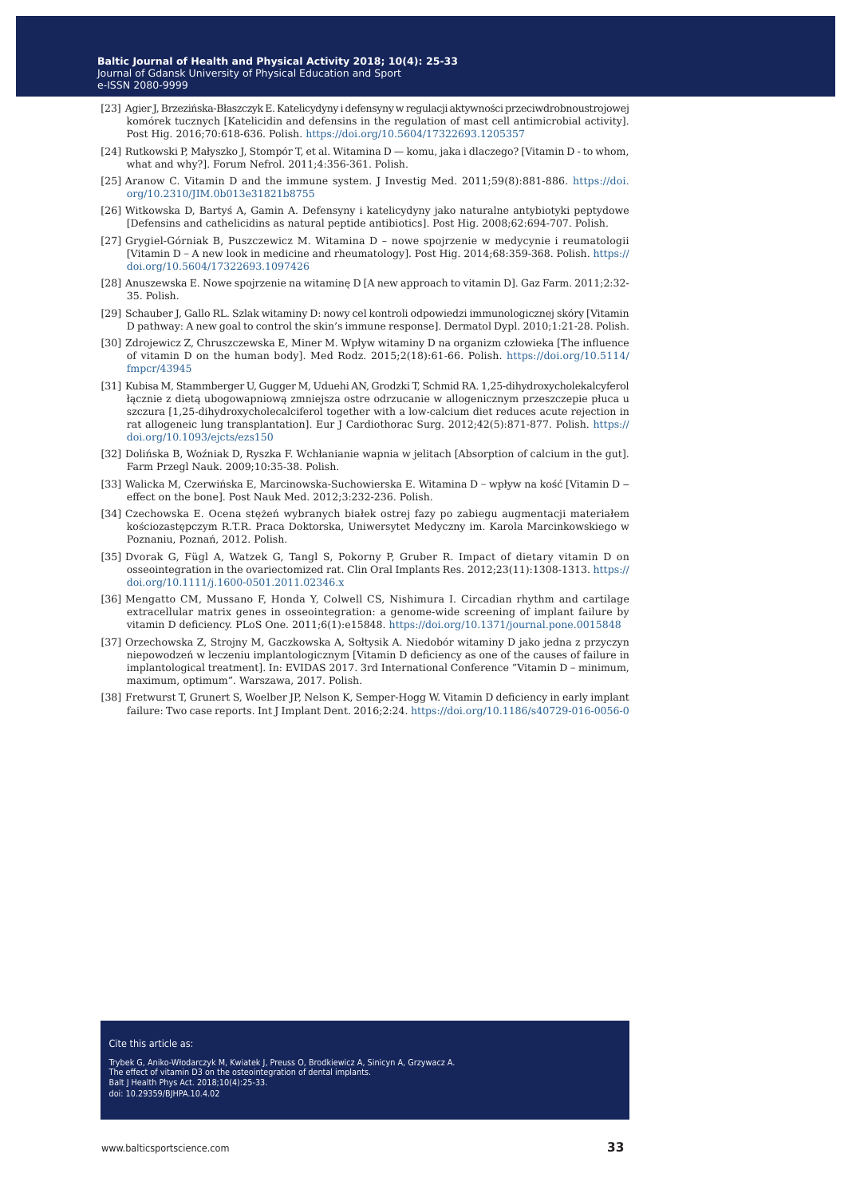[23] Agier J, Brzezińska-Błaszczyk E. Katelicydyny i defensyny w regulacji aktywności przeciwdrobnoustrojowej komórek tucznych [Katelicidin and defensins in the regulation of mast cell antimicrobial activity]. Post Hig. 2016;70:618-636. Polish. https://doi.org/10.5604/17322693.1205357

[24] Rutkowski P, Małyszko J, Stompór T, et al. Witamina D — komu, jaka i dlaczego? [Vitamin D - to whom, what and why?]. Forum Nefrol. 2011;4:356-361. Polish.

[25] Aranow C. Vitamin D and the immune system. J Investig Med. 2011;59(8):881-886. https://doi.org/10.2310/JIM.0b013e31821b8755

[26] Witkowska D, Bartyś A, Gamin A. Defensyny i katelicydyny jako naturalne antybiotyki peptydowe [Defensins and cathelicidins as natural peptide antibiotics]. Post Hig. 2008;62:694-707. Polish.

[27] Grygiel-Górniak B, Puszczewicz M. Witamina D – nowe spojrzenie w medycynie i reumatologii [Vitamin D – A new look in medicine and rheumatology]. Post Hig. 2014;68:359-368. Polish. https://doi.org/10.5604/17322693.1097426

[28] Anuszewska E. Nowe spojrzenie na witaminę D [A new approach to vitamin D]. Gaz Farm. 2011;2:32-35. Polish.

[29] Schauber J, Gallo RL. Szlak witaminy D: nowy cel kontroli odpowiedzi immunologicznej skóry [Vitamin D pathway: A new goal to control the skin's immune response]. Dermatol Dypl. 2010;1:21-28. Polish.

[30] Zdrojewicz Z, Chruszczewska E, Miner M. Wpływ witaminy D na organizm człowieka [The influence of vitamin D on the human body]. Med Rodz. 2015;2(18):61-66. Polish. https://doi.org/10.5114/fmpcr/43945

[31] Kubisa M, Stammberger U, Gugger M, Uduehi AN, Grodzki T, Schmid RA. 1,25-dihydroxycholekalcyferol łącznie z dietą ubogowapniową zmniejsza ostre odrzucanie w allogenicznym przeszczepie płuca u szczura [1,25-dihydroxycholecalciferol together with a low-calcium diet reduces acute rejection in rat allogeneic lung transplantation]. Eur J Cardiothorac Surg. 2012;42(5):871-877. Polish. https://doi.org/10.1093/ejcts/ezs150

[32] Dolińska B, Woźniak D, Ryszka F. Wchłanianie wapnia w jelitach [Absorption of calcium in the gut]. Farm Przegl Nauk. 2009;10:35-38. Polish.

[33] Walicka M, Czerwińska E, Marcinowska-Suchowierska E. Witamina D – wpływ na kość [Vitamin D – effect on the bone]. Post Nauk Med. 2012;3:232-236. Polish.

[34] Czechowska E. Ocena stężeń wybranych białek ostrej fazy po zabiegu augmentacji materiałem kościozastępczym R.T.R. Praca Doktorska, Uniwersytet Medyczny im. Karola Marcinkowskiego w Poznaniu, Poznań, 2012. Polish.

[35] Dvorak G, Fügl A, Watzek G, Tangl S, Pokorny P, Gruber R. Impact of dietary vitamin D on osseointegration in the ovariectomized rat. Clin Oral Implants Res. 2012;23(11):1308-1313. https://doi.org/10.1111/j.1600-0501.2011.02346.x

[36] Mengatto CM, Mussano F, Honda Y, Colwell CS, Nishimura I. Circadian rhythm and cartilage extracellular matrix genes in osseointegration: a genome-wide screening of implant failure by vitamin D deficiency. PLoS One. 2011;6(1):e15848. https://doi.org/10.1371/journal.pone.0015848

[37] Orzechowska Z, Strojny M, Gaczkowska A, Sołtysik A. Niedobór witaminy D jako jedna z przyczyn niepowodzeń w leczeniu implantologicznym [Vitamin D deficiency as one of the causes of failure in implantological treatment]. In: EVIDAS 2017. 3rd International Conference "Vitamin D – minimum, maximum, optimum". Warszawa, 2017. Polish.

[38] Fretwurst T, Grunert S, Woelber JP, Nelson K, Semper-Hogg W. Vitamin D deficiency in early implant failure: Two case reports. Int J Implant Dent. 2016;2:24. https://doi.org/10.1186/s40729-016-0056-0

Cite this article as:

Trybek G, Aniko-Włodarczyk M, Kwiatek J, Preuss O, Brodkiewicz A, Sinicyn A, Grzywacz A.
The effect of vitamin D3 on the osteointegration of dental implants.
Balt J Health Phys Act. 2018;10(4):25-33.
doi: 10.29359/BJHPA.10.4.02